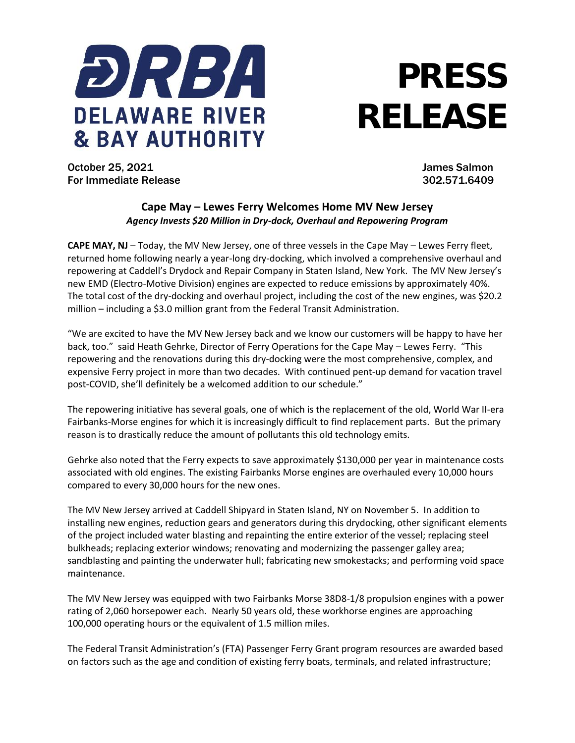**DRBA**
**DELAWARE RIVER & BAY AUTHORITY**

# PRESS RELEASE

October 25, 2021
For Immediate Release

James Salmon
302.571.6409

## Cape May – Lewes Ferry Welcomes Home MV New Jersey

***Agency Invests $20 Million in Dry-dock, Overhaul and Repowering Program***

**CAPE MAY, NJ** – Today, the MV New Jersey, one of three vessels in the Cape May – Lewes Ferry fleet, returned home following nearly a year-long dry-docking, which involved a comprehensive overhaul and repowering at Caddell's Drydock and Repair Company in Staten Island, New York. The MV New Jersey's new EMD (Electro-Motive Division) engines are expected to reduce emissions by approximately 40%. The total cost of the dry-docking and overhaul project, including the cost of the new engines, was $20.2 million – including a $3.0 million grant from the Federal Transit Administration.

"We are excited to have the MV New Jersey back and we know our customers will be happy to have her back, too." said Heath Gehrke, Director of Ferry Operations for the Cape May – Lewes Ferry. "This repowering and the renovations during this dry-docking were the most comprehensive, complex, and expensive Ferry project in more than two decades. With continued pent-up demand for vacation travel post-COVID, she'll definitely be a welcomed addition to our schedule."

The repowering initiative has several goals, one of which is the replacement of the old, World War II-era Fairbanks-Morse engines for which it is increasingly difficult to find replacement parts. But the primary reason is to drastically reduce the amount of pollutants this old technology emits.

Gehrke also noted that the Ferry expects to save approximately $130,000 per year in maintenance costs associated with old engines. The existing Fairbanks Morse engines are overhauled every 10,000 hours compared to every 30,000 hours for the new ones.

The MV New Jersey arrived at Caddell Shipyard in Staten Island, NY on November 5. In addition to installing new engines, reduction gears and generators during this drydocking, other significant elements of the project included water blasting and repainting the entire exterior of the vessel; replacing steel bulkheads; replacing exterior windows; renovating and modernizing the passenger galley area; sandblasting and painting the underwater hull; fabricating new smokestacks; and performing void space maintenance.

The MV New Jersey was equipped with two Fairbanks Morse 38D8-1/8 propulsion engines with a power rating of 2,060 horsepower each. Nearly 50 years old, these workhorse engines are approaching 100,000 operating hours or the equivalent of 1.5 million miles.

The Federal Transit Administration's (FTA) Passenger Ferry Grant program resources are awarded based on factors such as the age and condition of existing ferry boats, terminals, and related infrastructure;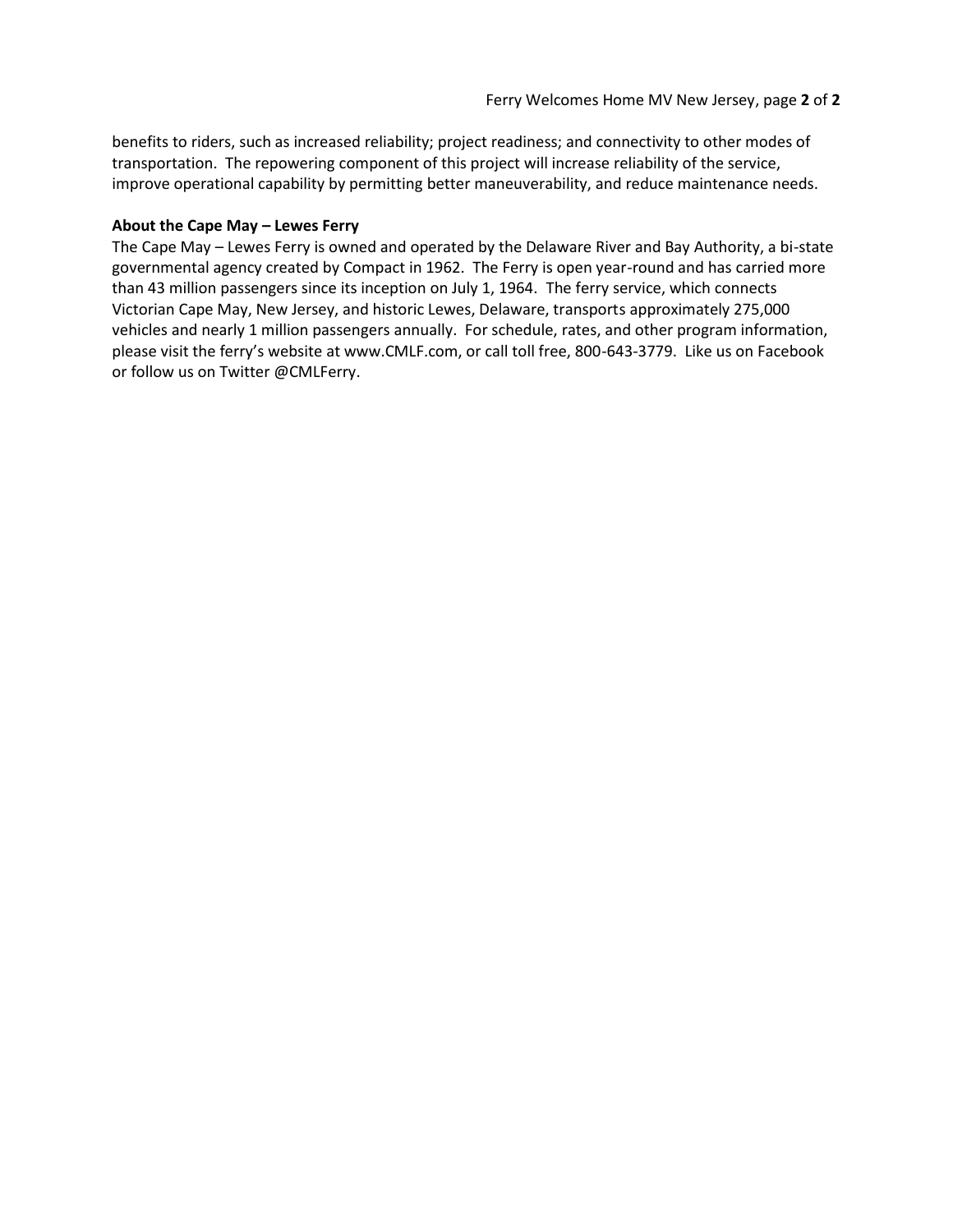benefits to riders, such as increased reliability; project readiness; and connectivity to other modes of transportation. The repowering component of this project will increase reliability of the service, improve operational capability by permitting better maneuverability, and reduce maintenance needs.

**About the Cape May – Lewes Ferry**

The Cape May – Lewes Ferry is owned and operated by the Delaware River and Bay Authority, a bi-state governmental agency created by Compact in 1962. The Ferry is open year-round and has carried more than 43 million passengers since its inception on July 1, 1964. The ferry service, which connects Victorian Cape May, New Jersey, and historic Lewes, Delaware, transports approximately 275,000 vehicles and nearly 1 million passengers annually. For schedule, rates, and other program information, please visit the ferry's website at www.CMLF.com, or call toll free, 800-643-3779. Like us on Facebook or follow us on Twitter @CMLFerry.